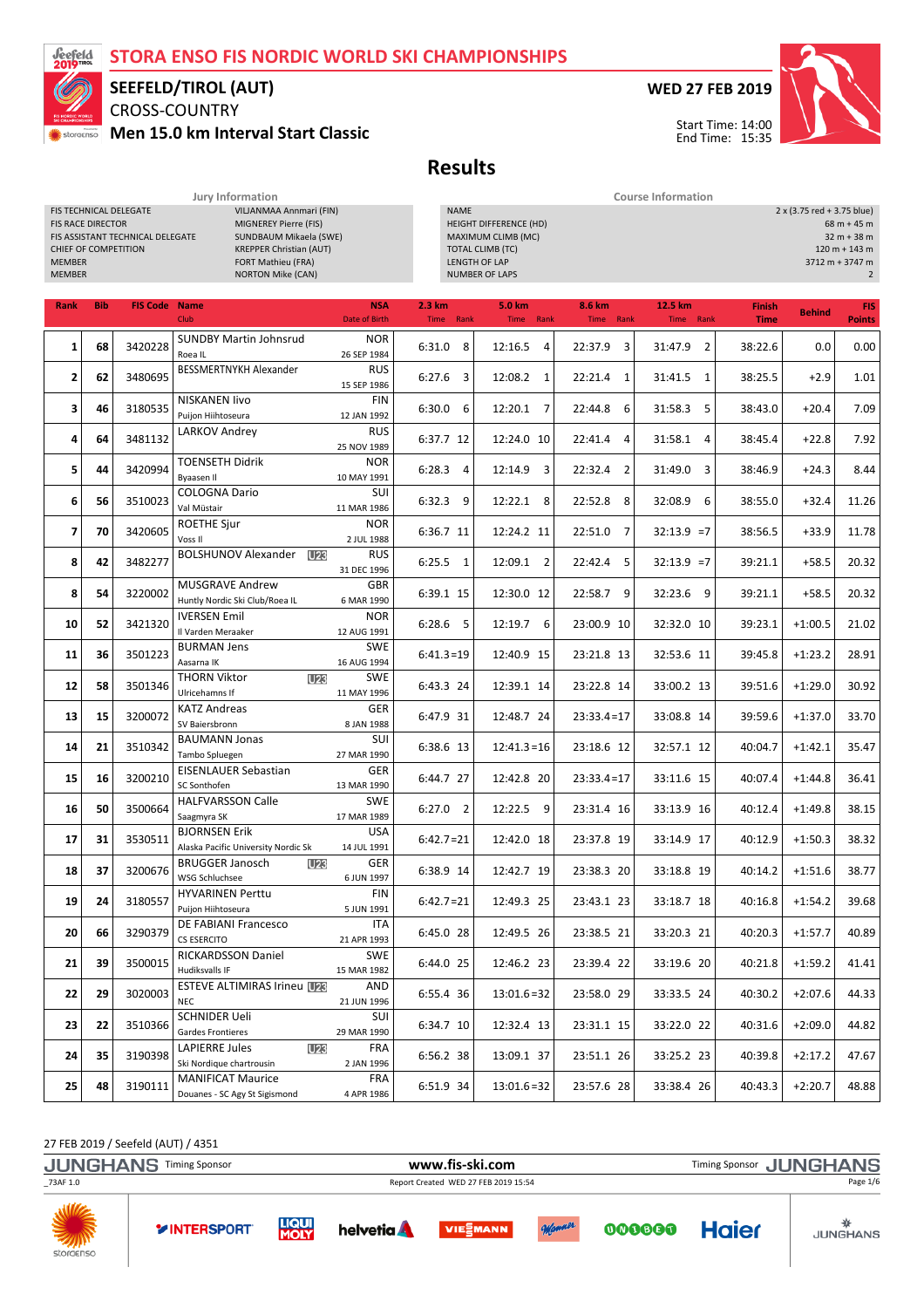# STORA ENSO FIS NORDIC WORLD SKI CHAMPIONSHIPS

**SEEFELD/TIROL (AUT)**

CROSS-COUNTRY

**Men 15.0 km Interval Start Classic**

**WED 27 FEB 2019**

Start Time: 14:00
End Time: 15:35

## Results

| Jury Information | |
|---|---|
| FIS TECHNICAL DELEGATE | VILJANMAA Annmari (FIN) |
| FIS RACE DIRECTOR | MIGNEREY Pierre (FIS) |
| FIS ASSISTANT TECHNICAL DELEGATE | SUNDBAUM Mikaela (SWE) |
| CHIEF OF COMPETITION | KREPPER Christian (AUT) |
| MEMBER | FORT Mathieu (FRA) |
| MEMBER | NORTON Mike (CAN) |

| Course Information | |
|---|---|
| NAME | 2 x (3.75 red + 3.75 blue) |
| HEIGHT DIFFERENCE (HD) | 68 m + 45 m |
| MAXIMUM CLIMB (MC) | 32 m + 38 m |
| TOTAL CLIMB (TC) | 120 m + 143 m |
| LENGTH OF LAP | 3712 m + 3747 m |
| NUMBER OF LAPS | 2 |

| Rank | Bib | FIS Code | Name / Club | NSA / Date of Birth | 2.3 km Time | Rank | 5.0 km Time | Rank | 8.6 km Time | Rank | 12.5 km Time | Rank | Finish Time | Behind | FIS Points |
|---|---|---|---|---|---|---|---|---|---|---|---|---|---|---|---|
| 1 | 68 | 3420228 | SUNDBY Martin Johnsrud / Roea IL | NOR / 26 SEP 1984 | 6:31.0 | 8 | 12:16.5 | 4 | 22:37.9 | 3 | 31:47.9 | 2 | 38:22.6 | 0.0 | 0.00 |
| 2 | 62 | 3480695 | BESSMERTNYKH Alexander | RUS / 15 SEP 1986 | 6:27.6 | 3 | 12:08.2 | 1 | 22:21.4 | 1 | 31:41.5 | 1 | 38:25.5 | +2.9 | 1.01 |
| 3 | 46 | 3180535 | NISKANEN Iivo / Puijon Hiihtoseura | FIN / 12 JAN 1992 | 6:30.0 | 6 | 12:20.1 | 7 | 22:44.8 | 6 | 31:58.3 | 5 | 38:43.0 | +20.4 | 7.09 |
| 4 | 64 | 3481132 | LARKOV Andrey | RUS / 25 NOV 1989 | 6:37.7 | 12 | 12:24.0 | 10 | 22:41.4 | 4 | 31:58.1 | 4 | 38:45.4 | +22.8 | 7.92 |
| 5 | 44 | 3420994 | TOENSETH Didrik / Byaasen Il | NOR / 10 MAY 1991 | 6:28.3 | 4 | 12:14.9 | 3 | 22:32.4 | 2 | 31:49.0 | 3 | 38:46.9 | +24.3 | 8.44 |
| 6 | 56 | 3510023 | COLOGNA Dario / Val Müstair | SUI / 11 MAR 1986 | 6:32.3 | 9 | 12:22.1 | 8 | 22:52.8 | 8 | 32:08.9 | 6 | 38:55.0 | +32.4 | 11.26 |
| 7 | 70 | 3420605 | ROETHE Sjur / Voss Il | NOR / 2 JUL 1988 | 6:36.7 | 11 | 12:24.2 | 11 | 22:51.0 | 7 | 32:13.9 | =7 | 38:56.5 | +33.9 | 11.78 |
| 8 | 42 | 3482277 | BOLSHUNOV Alexander U23 | RUS / 31 DEC 1996 | 6:25.5 | 1 | 12:09.1 | 2 | 22:42.4 | 5 | 32:13.9 | =7 | 39:21.1 | +58.5 | 20.32 |
| 8 | 54 | 3220002 | MUSGRAVE Andrew / Huntly Nordic Ski Club/Roea IL | GBR / 6 MAR 1990 | 6:39.1 | 15 | 12:30.0 | 12 | 22:58.7 | 9 | 32:23.6 | 9 | 39:21.1 | +58.5 | 20.32 |
| 10 | 52 | 3421320 | IVERSEN Emil / Il Varden Meraaker | NOR / 12 AUG 1991 | 6:28.6 | 5 | 12:19.7 | 6 | 23:00.9 | 10 | 32:32.0 | 10 | 39:23.1 | +1:00.5 | 21.02 |
| 11 | 36 | 3501223 | BURMAN Jens / Aasarna IK | SWE / 16 AUG 1994 | 6:41.3 | =19 | 12:40.9 | 15 | 23:21.8 | 13 | 32:53.6 | 11 | 39:45.8 | +1:23.2 | 28.91 |
| 12 | 58 | 3501346 | THORN Viktor U23 / Ulricehamns If | SWE / 11 MAY 1996 | 6:43.3 | 24 | 12:39.1 | 14 | 23:22.8 | 14 | 33:00.2 | 13 | 39:51.6 | +1:29.0 | 30.92 |
| 13 | 15 | 3200072 | KATZ Andreas / SV Baiersbronn | GER / 8 JAN 1988 | 6:47.9 | 31 | 12:48.7 | 24 | 23:33.4 | =17 | 33:08.8 | 14 | 39:59.6 | +1:37.0 | 33.70 |
| 14 | 21 | 3510342 | BAUMANN Jonas / Tambo Spluegen | SUI / 27 MAR 1990 | 6:38.6 | 13 | 12:41.3 | =16 | 23:18.6 | 12 | 32:57.1 | 12 | 40:04.7 | +1:42.1 | 35.47 |
| 15 | 16 | 3200210 | EISENLAUER Sebastian / SC Sonthofen | GER / 13 MAR 1990 | 6:44.7 | 27 | 12:42.8 | 20 | 23:33.4 | =17 | 33:11.6 | 15 | 40:07.4 | +1:44.8 | 36.41 |
| 16 | 50 | 3500664 | HALFVARSSON Calle / Saagmyra SK | SWE / 17 MAR 1989 | 6:27.0 | 2 | 12:22.5 | 9 | 23:31.4 | 16 | 33:13.9 | 16 | 40:12.4 | +1:49.8 | 38.15 |
| 17 | 31 | 3530511 | BJORNSEN Erik / Alaska Pacific University Nordic Sk | USA / 14 JUL 1991 | 6:42.7 | =21 | 12:42.0 | 18 | 23:37.8 | 19 | 33:14.9 | 17 | 40:12.9 | +1:50.3 | 38.32 |
| 18 | 37 | 3200676 | BRUGGER Janosch U23 / WSG Schluchsee | GER / 6 JUN 1997 | 6:38.9 | 14 | 12:42.7 | 19 | 23:38.3 | 20 | 33:18.8 | 19 | 40:14.2 | +1:51.6 | 38.77 |
| 19 | 24 | 3180557 | HYVARINEN Perttu / Puijon Hiihtoseura | FIN / 5 JUN 1991 | 6:42.7 | =21 | 12:49.3 | 25 | 23:43.1 | 23 | 33:18.7 | 18 | 40:16.8 | +1:54.2 | 39.68 |
| 20 | 66 | 3290379 | DE FABIANI Francesco / CS ESERCITO | ITA / 21 APR 1993 | 6:45.0 | 28 | 12:49.5 | 26 | 23:38.5 | 21 | 33:20.3 | 21 | 40:20.3 | +1:57.7 | 40.89 |
| 21 | 39 | 3500015 | RICKARDSSON Daniel / Hudiksvalls IF | SWE / 15 MAR 1982 | 6:44.0 | 25 | 12:46.2 | 23 | 23:39.4 | 22 | 33:19.6 | 20 | 40:21.8 | +1:59.2 | 41.41 |
| 22 | 29 | 3020003 | ESTEVE ALTIMIRAS Irineu U23 / NEC | AND / 21 JUN 1996 | 6:55.4 | 36 | 13:01.6 | =32 | 23:58.0 | 29 | 33:33.5 | 24 | 40:30.2 | +2:07.6 | 44.33 |
| 23 | 22 | 3510366 | SCHNIDER Ueli / Gardes Frontieres | SUI / 29 MAR 1990 | 6:34.7 | 10 | 12:32.4 | 13 | 23:31.1 | 15 | 33:22.0 | 22 | 40:31.6 | +2:09.0 | 44.82 |
| 24 | 35 | 3190398 | LAPIERRE Jules U23 / Ski Nordique chartrousin | FRA / 2 JAN 1996 | 6:56.2 | 38 | 13:09.1 | 37 | 23:51.1 | 26 | 33:25.2 | 23 | 40:39.8 | +2:17.2 | 47.67 |
| 25 | 48 | 3190111 | MANIFICAT Maurice / Douanes - SC Agy St Sigismond | FRA / 4 APR 1986 | 6:51.9 | 34 | 13:01.6 | =32 | 23:57.6 | 28 | 33:38.4 | 26 | 40:43.3 | +2:20.7 | 48.88 |

27 FEB 2019 / Seefeld (AUT) / 4351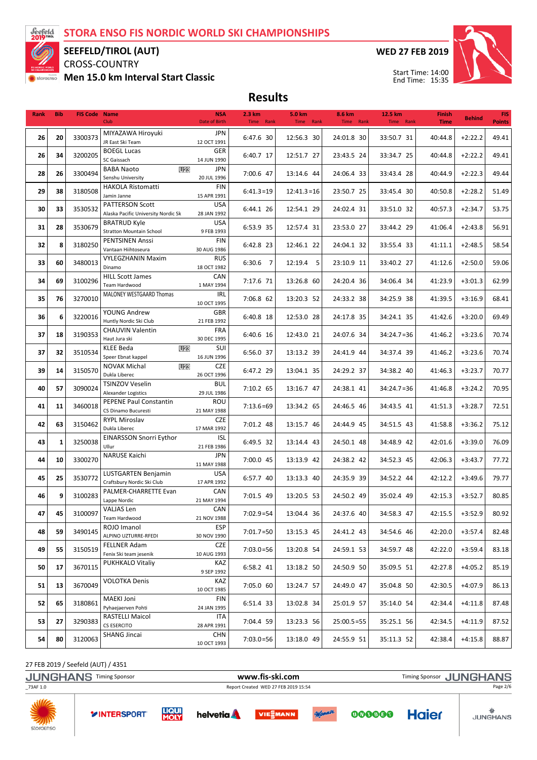# STORA ENSO FIS NORDIC WORLD SKI CHAMPIONSHIPS

## SEEFELD/TIROL (AUT)

CROSS-COUNTRY

**Men 15.0 km Interval Start Classic**

WED 27 FEB 2019

Start Time: 14:00
End Time: 15:35

## Results

| Rank | Bib | FIS Code | Name / Club | NSA / Date of Birth | 2.3 km Time | Rank | 5.0 km Time | Rank | 8.6 km Time | Rank | 12.5 km Time | Rank | Finish Time | Behind | FIS Points |
|---|---|---|---|---|---|---|---|---|---|---|---|---|---|---|---|
| 26 | 20 | 3300373 | MIYAZAWA Hiroyuki<br>JR East Ski Team | JPN<br>12 OCT 1991 | 6:47.6 | 30 | 12:56.3 | 30 | 24:01.8 | 30 | 33:50.7 | 31 | 40:44.8 | +2:22.2 | 49.41 |
| 26 | 34 | 3200205 | BOEGL Lucas<br>SC Gaissach | GER<br>14 JUN 1990 | 6:40.7 | 17 | 12:51.7 | 27 | 23:43.5 | 24 | 33:34.7 | 25 | 40:44.8 | +2:22.2 | 49.41 |
| 28 | 26 | 3300494 | BABA Naoto U23<br>Senshu University | JPN<br>20 JUL 1996 | 7:00.6 | 47 | 13:14.6 | 44 | 24:06.4 | 33 | 33:43.4 | 28 | 40:44.9 | +2:22.3 | 49.44 |
| 29 | 38 | 3180508 | HAKOLA Ristomatti<br>Jamin Janne | FIN<br>15 APR 1991 | 6:41.3 | =19 | 12:41.3 | =16 | 23:50.7 | 25 | 33:45.4 | 30 | 40:50.8 | +2:28.2 | 51.49 |
| 30 | 33 | 3530532 | PATTERSON Scott<br>Alaska Pacific University Nordic Sk | USA<br>28 JAN 1992 | 6:44.1 | 26 | 12:54.1 | 29 | 24:02.4 | 31 | 33:51.0 | 32 | 40:57.3 | +2:34.7 | 53.75 |
| 31 | 28 | 3530679 | BRATRUD Kyle<br>Stratton Mountain School | USA<br>9 FEB 1993 | 6:53.9 | 35 | 12:57.4 | 31 | 23:53.0 | 27 | 33:44.2 | 29 | 41:06.4 | +2:43.8 | 56.91 |
| 32 | 8 | 3180250 | PENTSINEN Anssi<br>Vantaan Hiihtoseura | FIN<br>30 AUG 1986 | 6:42.8 | 23 | 12:46.1 | 22 | 24:04.1 | 32 | 33:55.4 | 33 | 41:11.1 | +2:48.5 | 58.54 |
| 33 | 60 | 3480013 | VYLEGZHANIN Maxim<br>Dinamo | RUS<br>18 OCT 1982 | 6:30.6 | 7 | 12:19.4 | 5 | 23:10.9 | 11 | 33:40.2 | 27 | 41:12.6 | +2:50.0 | 59.06 |
| 34 | 69 | 3100296 | HILL Scott James<br>Team Hardwood | CAN<br>1 MAY 1994 | 7:17.6 | 71 | 13:26.8 | 60 | 24:20.4 | 36 | 34:06.4 | 34 | 41:23.9 | +3:01.3 | 62.99 |
| 35 | 76 | 3270010 | MALONEY WESTGAARD Thomas | IRL<br>10 OCT 1995 | 7:06.8 | 62 | 13:20.3 | 52 | 24:33.2 | 38 | 34:25.9 | 38 | 41:39.5 | +3:16.9 | 68.41 |
| 36 | 6 | 3220016 | YOUNG Andrew<br>Huntly Nordic Ski Club | GBR<br>21 FEB 1992 | 6:40.8 | 18 | 12:53.0 | 28 | 24:17.8 | 35 | 34:24.1 | 35 | 41:42.6 | +3:20.0 | 69.49 |
| 37 | 18 | 3190353 | CHAUVIN Valentin<br>Haut Jura ski | FRA<br>30 DEC 1995 | 6:40.6 | 16 | 12:43.0 | 21 | 24:07.6 | 34 | 34:24.7 | =36 | 41:46.2 | +3:23.6 | 70.74 |
| 37 | 32 | 3510534 | KLEE Beda U23<br>Speer Ebnat kappel | SUI<br>16 JUN 1996 | 6:56.0 | 37 | 13:13.2 | 39 | 24:41.9 | 44 | 34:37.4 | 39 | 41:46.2 | +3:23.6 | 70.74 |
| 39 | 14 | 3150570 | NOVAK Michal U23<br>Dukla Liberec | CZE<br>26 OCT 1996 | 6:47.2 | 29 | 13:04.1 | 35 | 24:29.2 | 37 | 34:38.2 | 40 | 41:46.3 | +3:23.7 | 70.77 |
| 40 | 57 | 3090024 | TSINZOV Veselin<br>Alexander Logistics | BUL<br>29 JUL 1986 | 7:10.2 | 65 | 13:16.7 | 47 | 24:38.1 | 41 | 34:24.7 | =36 | 41:46.8 | +3:24.2 | 70.95 |
| 41 | 11 | 3460018 | PEPENE Paul Constantin<br>CS Dinamo Bucuresti | ROU<br>21 MAY 1988 | 7:13.6 | =69 | 13:34.2 | 65 | 24:46.5 | 46 | 34:43.5 | 41 | 41:51.3 | +3:28.7 | 72.51 |
| 42 | 63 | 3150462 | RYPL Miroslav<br>Dukla Liberec | CZE<br>17 MAR 1992 | 7:01.2 | 48 | 13:15.7 | 46 | 24:44.9 | 45 | 34:51.5 | 43 | 41:58.8 | +3:36.2 | 75.12 |
| 43 | 1 | 3250038 | EINARSSON Snorri Eythor<br>Ullur | ISL<br>21 FEB 1986 | 6:49.5 | 32 | 13:14.4 | 43 | 24:50.1 | 48 | 34:48.9 | 42 | 42:01.6 | +3:39.0 | 76.09 |
| 44 | 10 | 3300270 | NARUSE Kaichi | JPN<br>11 MAY 1988 | 7:00.0 | 45 | 13:13.9 | 42 | 24:38.2 | 42 | 34:52.3 | 45 | 42:06.3 | +3:43.7 | 77.72 |
| 45 | 25 | 3530772 | LUSTGARTEN Benjamin<br>Craftsbury Nordic Ski Club | USA<br>17 APR 1992 | 6:57.7 | 40 | 13:13.3 | 40 | 24:35.9 | 39 | 34:52.2 | 44 | 42:12.2 | +3:49.6 | 79.77 |
| 46 | 9 | 3100283 | PALMER-CHARRETTE Evan<br>Lappe Nordic | CAN<br>21 MAY 1994 | 7:01.5 | 49 | 13:20.5 | 53 | 24:50.2 | 49 | 35:02.4 | 49 | 42:15.3 | +3:52.7 | 80.85 |
| 47 | 45 | 3100097 | VALJAS Len<br>Team Hardwood | CAN<br>21 NOV 1988 | 7:02.9 | =54 | 13:04.4 | 36 | 24:37.6 | 40 | 34:58.3 | 47 | 42:15.5 | +3:52.9 | 80.92 |
| 48 | 59 | 3490145 | ROJO Imanol<br>ALPINO UZTURRE-RFEDI | ESP<br>30 NOV 1990 | 7:01.7 | =50 | 13:15.3 | 45 | 24:41.2 | 43 | 34:54.6 | 46 | 42:20.0 | +3:57.4 | 82.48 |
| 49 | 55 | 3150519 | FELLNER Adam<br>Fenix Ski team jesenik | CZE<br>10 AUG 1993 | 7:03.0 | =56 | 13:20.8 | 54 | 24:59.1 | 53 | 34:59.7 | 48 | 42:22.0 | +3:59.4 | 83.18 |
| 50 | 17 | 3670115 | PUKHKALO Vitaliy | KAZ<br>9 SEP 1992 | 6:58.2 | 41 | 13:18.2 | 50 | 24:50.9 | 50 | 35:09.5 | 51 | 42:27.8 | +4:05.2 | 85.19 |
| 51 | 13 | 3670049 | VOLOTKA Denis | KAZ<br>10 OCT 1985 | 7:05.0 | 60 | 13:24.7 | 57 | 24:49.0 | 47 | 35:04.8 | 50 | 42:30.5 | +4:07.9 | 86.13 |
| 52 | 65 | 3180861 | MAEKI Joni<br>Pyhaejaerven Pohti | FIN<br>24 JAN 1995 | 6:51.4 | 33 | 13:02.8 | 34 | 25:01.9 | 57 | 35:14.0 | 54 | 42:34.4 | +4:11.8 | 87.48 |
| 53 | 27 | 3290383 | RASTELLI Maicol<br>CS ESERCITO | ITA<br>28 APR 1991 | 7:04.4 | 59 | 13:23.3 | 56 | 25:00.5 | =55 | 35:25.1 | 56 | 42:34.5 | +4:11.9 | 87.52 |
| 54 | 80 | 3120063 | SHANG Jincai | CHN<br>10 OCT 1993 | 7:03.0 | =56 | 13:18.0 | 49 | 24:55.9 | 51 | 35:11.3 | 52 | 42:38.4 | +4:15.8 | 88.87 |

27 FEB 2019 / Seefeld (AUT) / 4351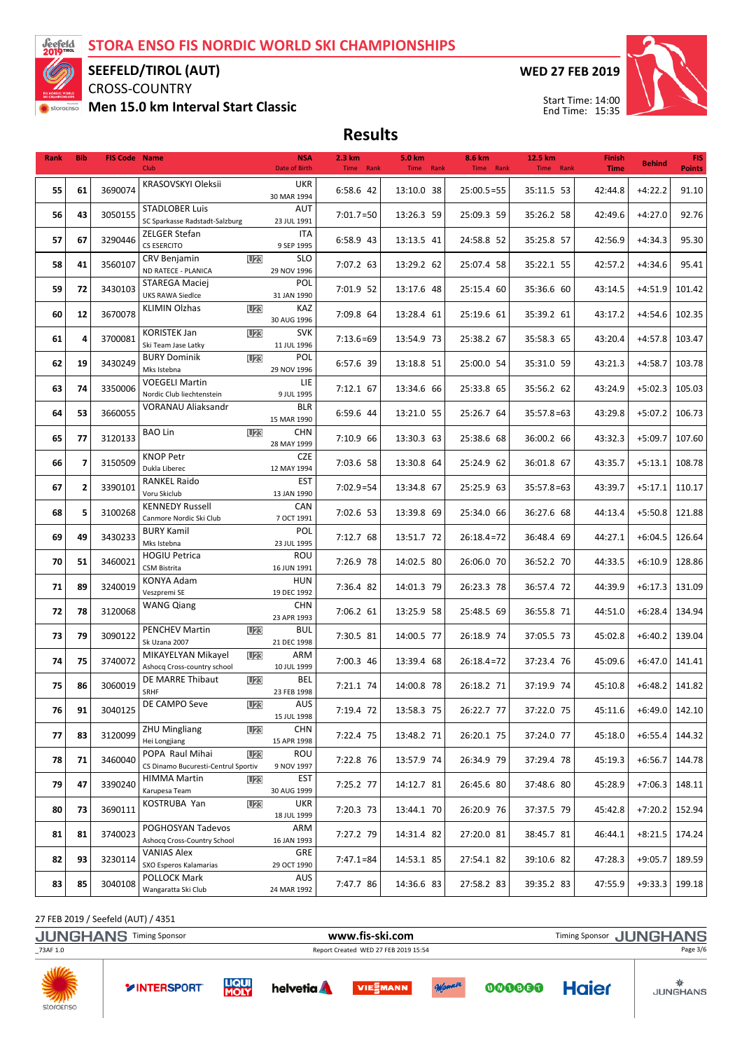# STORA ENSO FIS NORDIC WORLD SKI CHAMPIONSHIPS

## SEEFELD/TIROL (AUT)

CROSS-COUNTRY

**Men 15.0 km Interval Start Classic**

**WED 27 FEB 2019**

Start Time: 14:00
End Time: 15:35

## Results

| Rank | Bib | FIS Code | Name / Club | | NSA / Date of Birth | 2.3 km Time Rank | 5.0 km Time Rank | 8.6 km Time Rank | 12.5 km Time Rank | Finish Time | Behind | FIS Points |
|---|---|---|---|---|---|---|---|---|---|---|---|---|
| 55 | 61 | 3690074 | KRASOVSKYI Oleksii | | UKR 30 MAR 1994 | 6:58.6 42 | 13:10.0 38 | 25:00.5=55 | 35:11.5 53 | 42:44.8 | +4:22.2 | 91.10 |
| 56 | 43 | 3050155 | STADLOBER Luis / SC Sparkasse Radstadt-Salzburg | | AUT 23 JUL 1991 | 7:01.7=50 | 13:26.3 59 | 25:09.3 59 | 35:26.2 58 | 42:49.6 | +4:27.0 | 92.76 |
| 57 | 67 | 3290446 | ZELGER Stefan / CS ESERCITO | | ITA 9 SEP 1995 | 6:58.9 43 | 13:13.5 41 | 24:58.8 52 | 35:25.8 57 | 42:56.9 | +4:34.3 | 95.30 |
| 58 | 41 | 3560107 | CRV Benjamin / ND RATECE - PLANICA | U23 | SLO 29 NOV 1996 | 7:07.2 63 | 13:29.2 62 | 25:07.4 58 | 35:22.1 55 | 42:57.2 | +4:34.6 | 95.41 |
| 59 | 72 | 3430103 | STAREGA Maciej / UKS RAWA Siedlce | | POL 31 JAN 1990 | 7:01.9 52 | 13:17.6 48 | 25:15.4 60 | 35:36.6 60 | 43:14.5 | +4:51.9 | 101.42 |
| 60 | 12 | 3670078 | KLIMIN Olzhas | U23 | KAZ 30 AUG 1996 | 7:09.8 64 | 13:28.4 61 | 25:19.6 61 | 35:39.2 61 | 43:17.2 | +4:54.6 | 102.35 |
| 61 | 4 | 3700081 | KORISTEK Jan / Ski Team Jase Latky | U23 | SVK 11 JUL 1996 | 7:13.6=69 | 13:54.9 73 | 25:38.2 67 | 35:58.3 65 | 43:20.4 | +4:57.8 | 103.47 |
| 62 | 19 | 3430249 | BURY Dominik / Mks Istebna | U23 | POL 29 NOV 1996 | 6:57.6 39 | 13:18.8 51 | 25:00.0 54 | 35:31.0 59 | 43:21.3 | +4:58.7 | 103.78 |
| 63 | 74 | 3350006 | VOEGELI Martin / Nordic Club liechtenstein | | LIE 9 JUL 1995 | 7:12.1 67 | 13:34.6 66 | 25:33.8 65 | 35:56.2 62 | 43:24.9 | +5:02.3 | 105.03 |
| 64 | 53 | 3660055 | VORANAU Aliaksandr | | BLR 15 MAR 1990 | 6:59.6 44 | 13:21.0 55 | 25:26.7 64 | 35:57.8=63 | 43:29.8 | +5:07.2 | 106.73 |
| 65 | 77 | 3120133 | BAO Lin | U23 | CHN 28 MAY 1999 | 7:10.9 66 | 13:30.3 63 | 25:38.6 68 | 36:00.2 66 | 43:32.3 | +5:09.7 | 107.60 |
| 66 | 7 | 3150509 | KNOP Petr / Dukla Liberec | | CZE 12 MAY 1994 | 7:03.6 58 | 13:30.8 64 | 25:24.9 62 | 36:01.8 67 | 43:35.7 | +5:13.1 | 108.78 |
| 67 | 2 | 3390101 | RANKEL Raido / Voru Skiclub | | EST 13 JAN 1990 | 7:02.9=54 | 13:34.8 67 | 25:25.9 63 | 35:57.8=63 | 43:39.7 | +5:17.1 | 110.17 |
| 68 | 5 | 3100268 | KENNEDY Russell / Canmore Nordic Ski Club | | CAN 7 OCT 1991 | 7:02.6 53 | 13:39.8 69 | 25:34.0 66 | 36:27.6 68 | 44:13.4 | +5:50.8 | 121.88 |
| 69 | 49 | 3430233 | BURY Kamil / Mks Istebna | | POL 23 JUL 1995 | 7:12.7 68 | 13:51.7 72 | 26:18.4=72 | 36:48.4 69 | 44:27.1 | +6:04.5 | 126.64 |
| 70 | 51 | 3460021 | HOGIU Petrica / CSM Bistrita | | ROU 16 JUN 1991 | 7:26.9 78 | 14:02.5 80 | 26:06.0 70 | 36:52.2 70 | 44:33.5 | +6:10.9 | 128.86 |
| 71 | 89 | 3240019 | KONYA Adam / Veszpremi SE | | HUN 19 DEC 1992 | 7:36.4 82 | 14:01.3 79 | 26:23.3 78 | 36:57.4 72 | 44:39.9 | +6:17.3 | 131.09 |
| 72 | 78 | 3120068 | WANG Qiang | | CHN 23 APR 1993 | 7:06.2 61 | 13:25.9 58 | 25:48.5 69 | 36:55.8 71 | 44:51.0 | +6:28.4 | 134.94 |
| 73 | 79 | 3090122 | PENCHEV Martin / Sk Uzana 2007 | U23 | BUL 21 DEC 1998 | 7:30.5 81 | 14:00.5 77 | 26:18.9 74 | 37:05.5 73 | 45:02.8 | +6:40.2 | 139.04 |
| 74 | 75 | 3740072 | MIKAYELYAN Mikayel / Ashocq Cross-country school | U23 | ARM 10 JUL 1999 | 7:00.3 46 | 13:39.4 68 | 26:18.4=72 | 37:23.4 76 | 45:09.6 | +6:47.0 | 141.41 |
| 75 | 86 | 3060019 | DE MARRE Thibaut / SRHF | U23 | BEL 23 FEB 1998 | 7:21.1 74 | 14:00.8 78 | 26:18.2 71 | 37:19.9 74 | 45:10.8 | +6:48.2 | 141.82 |
| 76 | 91 | 3040125 | DE CAMPO Seve | U23 | AUS 15 JUL 1998 | 7:19.4 72 | 13:58.3 75 | 26:22.7 77 | 37:22.0 75 | 45:11.6 | +6:49.0 | 142.10 |
| 77 | 83 | 3120099 | ZHU Mingliang / Hei Longjiang | U23 | CHN 15 APR 1998 | 7:22.4 75 | 13:48.2 71 | 26:20.1 75 | 37:24.0 77 | 45:18.0 | +6:55.4 | 144.32 |
| 78 | 71 | 3460040 | POPA Raul Mihai / CS Dinamo Bucuresti-Central Sportiv | U23 | ROU 9 NOV 1997 | 7:22.8 76 | 13:57.9 74 | 26:34.9 79 | 37:29.4 78 | 45:19.3 | +6:56.7 | 144.78 |
| 79 | 47 | 3390240 | HIMMA Martin / Karupesa Team | U23 | EST 30 AUG 1999 | 7:25.2 77 | 14:12.7 81 | 26:45.6 80 | 37:48.6 80 | 45:28.9 | +7:06.3 | 148.11 |
| 80 | 73 | 3690111 | KOSTRUBA Yan | U23 | UKR 18 JUL 1999 | 7:20.3 73 | 13:44.1 70 | 26:20.9 76 | 37:37.5 79 | 45:42.8 | +7:20.2 | 152.94 |
| 81 | 81 | 3740023 | POGHOSYAN Tadevos / Ashocq Cross-Country School | | ARM 16 JAN 1993 | 7:27.2 79 | 14:31.4 82 | 27:20.0 81 | 38:45.7 81 | 46:44.1 | +8:21.5 | 174.24 |
| 82 | 93 | 3230114 | VANIAS Alex / SXO Esperos Kalamarias | | GRE 29 OCT 1990 | 7:47.1=84 | 14:53.1 85 | 27:54.1 82 | 39:10.6 82 | 47:28.3 | +9:05.7 | 189.59 |
| 83 | 85 | 3040108 | POLLOCK Mark / Wangaratta Ski Club | | AUS 24 MAR 1992 | 7:47.7 86 | 14:36.6 83 | 27:58.2 83 | 39:35.2 83 | 47:55.9 | +9:33.3 | 199.18 |

27 FEB 2019 / Seefeld (AUT) / 4351

_73AF 1.0 — Report Created WED 27 FEB 2019 15:54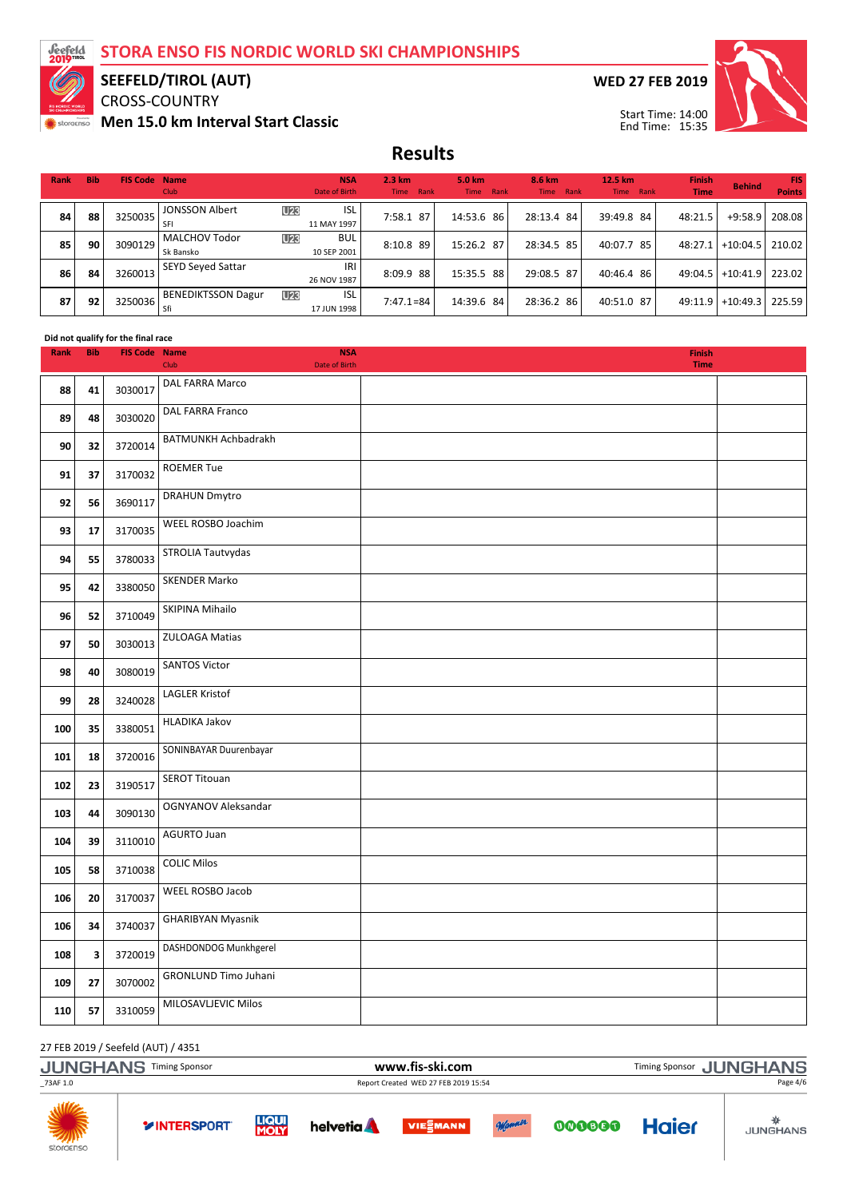# STORA ENSO FIS NORDIC WORLD SKI CHAMPIONSHIPS

## SEEFELD/TIROL (AUT)

CROSS-COUNTRY

**Men 15.0 km Interval Start Classic**

**WED 27 FEB 2019**

Start Time: 14:00
End Time: 15:35

## Results

| Rank | Bib | FIS Code | Name / Club | | NSA / Date of Birth | 2.3 km Time Rank | 5.0 km Time Rank | 8.6 km Time Rank | 12.5 km Time Rank | Finish Time | Behind | FIS Points |
|---|---|---|---|---|---|---|---|---|---|---|---|---|
| 84 | 88 | 3250035 | JONSSON Albert / SFI | U23 | ISL / 11 MAY 1997 | 7:58.1 87 | 14:53.6 86 | 28:13.4 84 | 39:49.8 84 | 48:21.5 | +9:58.9 | 208.08 |
| 85 | 90 | 3090129 | MALCHOV Todor / Sk Bansko | U23 | BUL / 10 SEP 2001 | 8:10.8 89 | 15:26.2 87 | 28:34.5 85 | 40:07.7 85 | 48:27.1 | +10:04.5 | 210.02 |
| 86 | 84 | 3260013 | SEYD Seyed Sattar | | IRI / 26 NOV 1987 | 8:09.9 88 | 15:35.5 88 | 29:08.5 87 | 40:46.4 86 | 49:04.5 | +10:41.9 | 223.02 |
| 87 | 92 | 3250036 | BENEDIKTSSON Dagur / Sfi | U23 | ISL / 17 JUN 1998 | 7:47.1=84 | 14:39.6 84 | 28:36.2 86 | 40:51.0 87 | 49:11.9 | +10:49.3 | 225.59 |

**Did not qualify for the final race**

| Rank | Bib | FIS Code | Name / Club | NSA / Date of Birth | Finish Time |
|---|---|---|---|---|---|
| 88 | 41 | 3030017 | DAL FARRA Marco | | |
| 89 | 48 | 3030020 | DAL FARRA Franco | | |
| 90 | 32 | 3720014 | BATMUNKH Achbadrakh | | |
| 91 | 37 | 3170032 | ROEMER Tue | | |
| 92 | 56 | 3690117 | DRAHUN Dmytro | | |
| 93 | 17 | 3170035 | WEEL ROSBO Joachim | | |
| 94 | 55 | 3780033 | STROLIA Tautvydas | | |
| 95 | 42 | 3380050 | SKENDER Marko | | |
| 96 | 52 | 3710049 | SKIPINA Mihailo | | |
| 97 | 50 | 3030013 | ZULOAGA Matias | | |
| 98 | 40 | 3080019 | SANTOS Victor | | |
| 99 | 28 | 3240028 | LAGLER Kristof | | |
| 100 | 35 | 3380051 | HLADIKA Jakov | | |
| 101 | 18 | 3720016 | SONINBAYAR Duurenbayar | | |
| 102 | 23 | 3190517 | SEROT Titouan | | |
| 103 | 44 | 3090130 | OGNYANOV Aleksandar | | |
| 104 | 39 | 3110010 | AGURTO Juan | | |
| 105 | 58 | 3710038 | COLIC Milos | | |
| 106 | 20 | 3170037 | WEEL ROSBO Jacob | | |
| 106 | 34 | 3740037 | GHARIBYAN Myasnik | | |
| 108 | 3 | 3720019 | DASHDONDOG Munkhgerel | | |
| 109 | 27 | 3070002 | GRONLUND Timo Juhani | | |
| 110 | 57 | 3310059 | MILOSAVLJEVIC Milos | | |

27 FEB 2019 / Seefeld (AUT) / 4351

Timing Sponsor JUNGHANS — www.fis-ski.com

_73AF 1.0 — Report Created WED 27 FEB 2019 15:54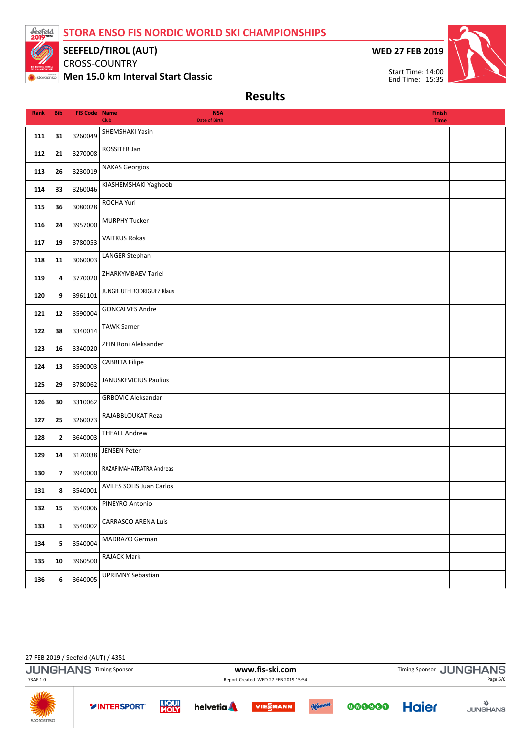# STORA ENSO FIS NORDIC WORLD SKI CHAMPIONSHIPS

**SEEFELD/TIROL (AUT)**

CROSS-COUNTRY

**Men 15.0 km Interval Start Classic**

**WED 27 FEB 2019**

Start Time: 14:00
End Time: 15:35

## Results

| Rank | Bib | FIS Code | Name<br>Club | NSA<br>Date of Birth | Finish Time |
|---|---|---|---|---|---|
| 111 | 31 | 3260049 | SHEMSHAKI Yasin | | |
| 112 | 21 | 3270008 | ROSSITER Jan | | |
| 113 | 26 | 3230019 | NAKAS Georgios | | |
| 114 | 33 | 3260046 | KIASHEMSHAKI Yaghoob | | |
| 115 | 36 | 3080028 | ROCHA Yuri | | |
| 116 | 24 | 3957000 | MURPHY Tucker | | |
| 117 | 19 | 3780053 | VAITKUS Rokas | | |
| 118 | 11 | 3060003 | LANGER Stephan | | |
| 119 | 4 | 3770020 | ZHARKYMBAEV Tariel | | |
| 120 | 9 | 3961101 | JUNGBLUTH RODRIGUEZ Klaus | | |
| 121 | 12 | 3590004 | GONCALVES Andre | | |
| 122 | 38 | 3340014 | TAWK Samer | | |
| 123 | 16 | 3340020 | ZEIN Roni Aleksander | | |
| 124 | 13 | 3590003 | CABRITA Filipe | | |
| 125 | 29 | 3780062 | JANUSKEVICIUS Paulius | | |
| 126 | 30 | 3310062 | GRBOVIC Aleksandar | | |
| 127 | 25 | 3260073 | RAJABBLOUKAT Reza | | |
| 128 | 2 | 3640003 | THEALL Andrew | | |
| 129 | 14 | 3170038 | JENSEN Peter | | |
| 130 | 7 | 3940000 | RAZAFIMAHATRATRA Andreas | | |
| 131 | 8 | 3540001 | AVILES SOLIS Juan Carlos | | |
| 132 | 15 | 3540006 | PINEYRO Antonio | | |
| 133 | 1 | 3540002 | CARRASCO ARENA Luis | | |
| 134 | 5 | 3540004 | MADRAZO German | | |
| 135 | 10 | 3960500 | RAJACK Mark | | |
| 136 | 6 | 3640005 | UPRIMNY Sebastian | | |

27 FEB 2019 / Seefeld (AUT) / 4351

Report Created WED 27 FEB 2019 15:54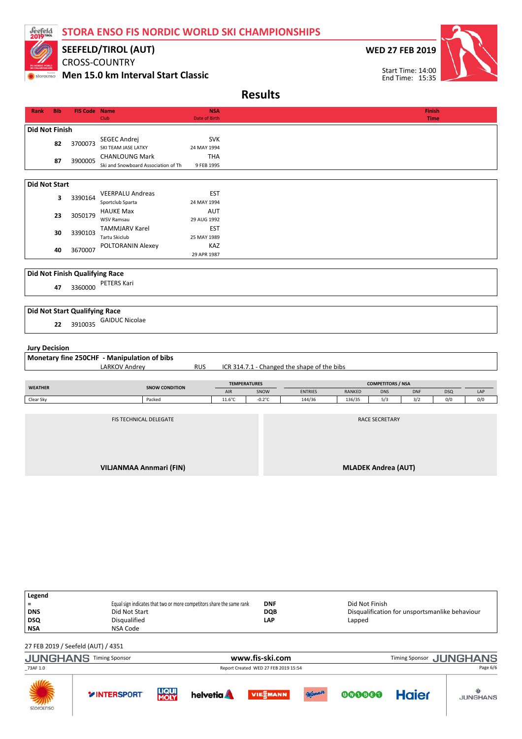# STORA ENSO FIS NORDIC WORLD SKI CHAMPIONSHIPS

**SEEFELD/TIROL (AUT)**
CROSS-COUNTRY
**Men 15.0 km Interval Start Classic**

**WED 27 FEB 2019**
Start Time: 14:00
End Time: 15:35

## Results

| Rank | Bib | FIS Code | Name / Club | NSA / Date of Birth | Finish Time |
|---|---|---|---|---|---|
| **Did Not Finish** | | | | | |
| | 82 | 3700073 | SEGEC Andrej / SKI TEAM JASE LATKY | SVK / 24 MAY 1994 | |
| | 87 | 3900005 | CHANLOUNG Mark / Ski and Snowboard Association of Th | THA / 9 FEB 1995 | |
| **Did Not Start** | | | | | |
| | 3 | 3390164 | VEERPALU Andreas / Sportclub Sparta | EST / 24 MAY 1994 | |
| | 23 | 3050179 | HAUKE Max / WSV Ramsau | AUT / 29 AUG 1992 | |
| | 30 | 3390103 | TAMMJARV Karel / Tartu Skiclub | EST / 25 MAY 1989 | |
| | 40 | 3670007 | POLTORANIN Alexey | KAZ / 29 APR 1987 | |
| **Did Not Finish Qualifying Race** | | | | | |
| | 47 | 3360000 | PETERS Kari | | |
| **Did Not Start Qualifying Race** | | | | | |
| | 22 | 3910035 | GAIDUC Nicolae | | |

### Jury Decision

**Monetary fine 250CHF - Manipulation of bibs**

LARKOV Andrey — RUS — ICR 314.7.1 - Changed the shape of the bibs

| WEATHER | SNOW CONDITION | TEMPERATURES | | COMPETITORS / NSA | | | | | |
|---|---|---|---|---|---|---|---|---|---|
| | | AIR | SNOW | ENTRIES | RANKED | DNS | DNF | DSQ | LAP |
| Clear Sky | Packed | 11.6°C | -0.2°C | 144/36 | 136/35 | 5/3 | 3/2 | 0/0 | 0/0 |

FIS TECHNICAL DELEGATE: **VILJANMAA Annmari (FIN)**

RACE SECRETARY: **MLADEK Andrea (AUT)**

| Legend | | | |
|---|---|---|---|
| = | Equal sign indicates that two or more competitors share the same rank | DNF | Did Not Finish |
| DNS | Did Not Start | DQB | Disqualification for unsportsmanlike behaviour |
| DSQ | Disqualified | LAP | Lapped |
| NSA | NSA Code | | |

27 FEB 2019 / Seefeld (AUT) / 4351

_73AF 1.0 — Report Created WED 27 FEB 2019 15:54